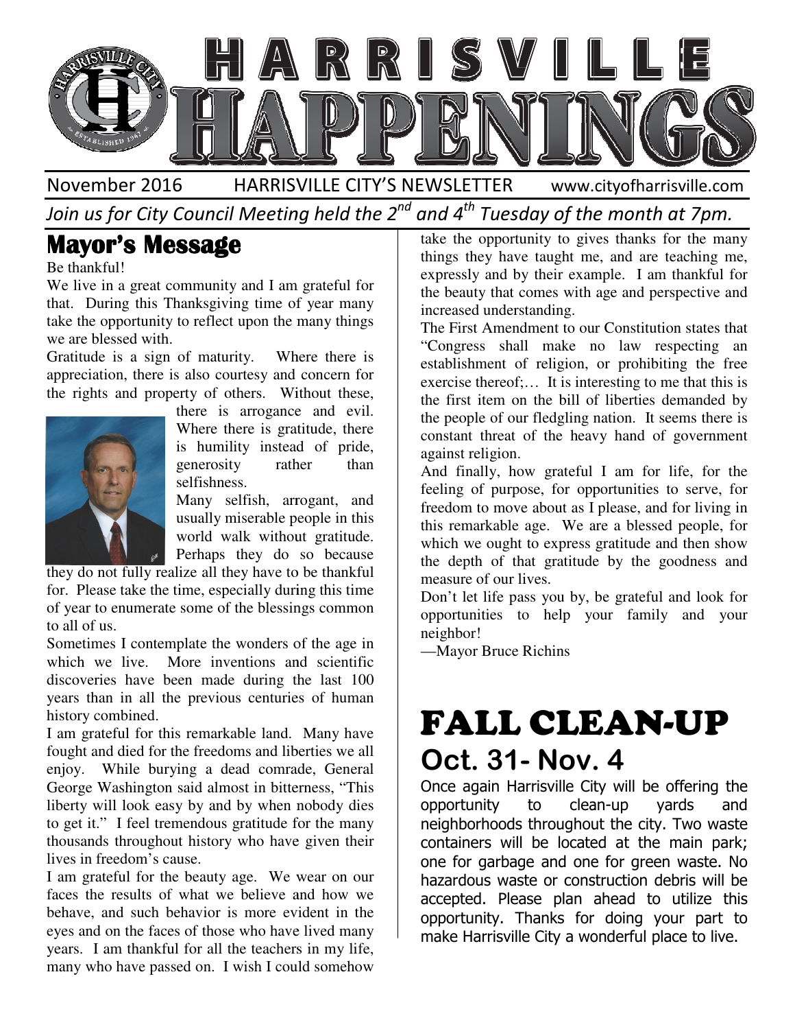# HARRISVILLE HAPPENINGS

November 2016 HARRISVILLE CITY'S NEWSLETTER www.cityofharrisville.com

*Join us for City Council Meeting held the 2nd and 4th Tuesday of the month at 7pm.*

## Mayor's Message

Be thankful!

We live in a great community and I am grateful for that. During this Thanksgiving time of year many take the opportunity to reflect upon the many things we are blessed with.

Gratitude is a sign of maturity. Where there is appreciation, there is also courtesy and concern for the rights and property of others. Without these, there is arrogance and evil. Where there is gratitude, there is humility instead of pride, generosity rather than selfishness.

Many selfish, arrogant, and usually miserable people in this world walk without gratitude. Perhaps they do so because they do not fully realize all they have to be thankful for. Please take the time, especially during this time of year to enumerate some of the blessings common to all of us.

Sometimes I contemplate the wonders of the age in which we live. More inventions and scientific discoveries have been made during the last 100 years than in all the previous centuries of human history combined.

I am grateful for this remarkable land. Many have fought and died for the freedoms and liberties we all enjoy. While burying a dead comrade, General George Washington said almost in bitterness, "This liberty will look easy by and by when nobody dies to get it." I feel tremendous gratitude for the many thousands throughout history who have given their lives in freedom's cause.

I am grateful for the beauty age. We wear on our faces the results of what we believe and how we behave, and such behavior is more evident in the eyes and on the faces of those who have lived many years. I am thankful for all the teachers in my life, many who have passed on. I wish I could somehow take the opportunity to gives thanks for the many things they have taught me, and are teaching me, expressly and by their example. I am thankful for the beauty that comes with age and perspective and increased understanding.

The First Amendment to our Constitution states that "Congress shall make no law respecting an establishment of religion, or prohibiting the free exercise thereof;… It is interesting to me that this is the first item on the bill of liberties demanded by the people of our fledgling nation. It seems there is constant threat of the heavy hand of government against religion.

And finally, how grateful I am for life, for the feeling of purpose, for opportunities to serve, for freedom to move about as I please, and for living in this remarkable age. We are a blessed people, for which we ought to express gratitude and then show the depth of that gratitude by the goodness and measure of our lives.

Don't let life pass you by, be grateful and look for opportunities to help your family and your neighbor!

—Mayor Bruce Richins

# FALL CLEAN-UP

## Oct. 31- Nov. 4

Once again Harrisville City will be offering the opportunity to clean-up yards and neighborhoods throughout the city. Two waste containers will be located at the main park; one for garbage and one for green waste. No hazardous waste or construction debris will be accepted. Please plan ahead to utilize this opportunity. Thanks for doing your part to make Harrisville City a wonderful place to live.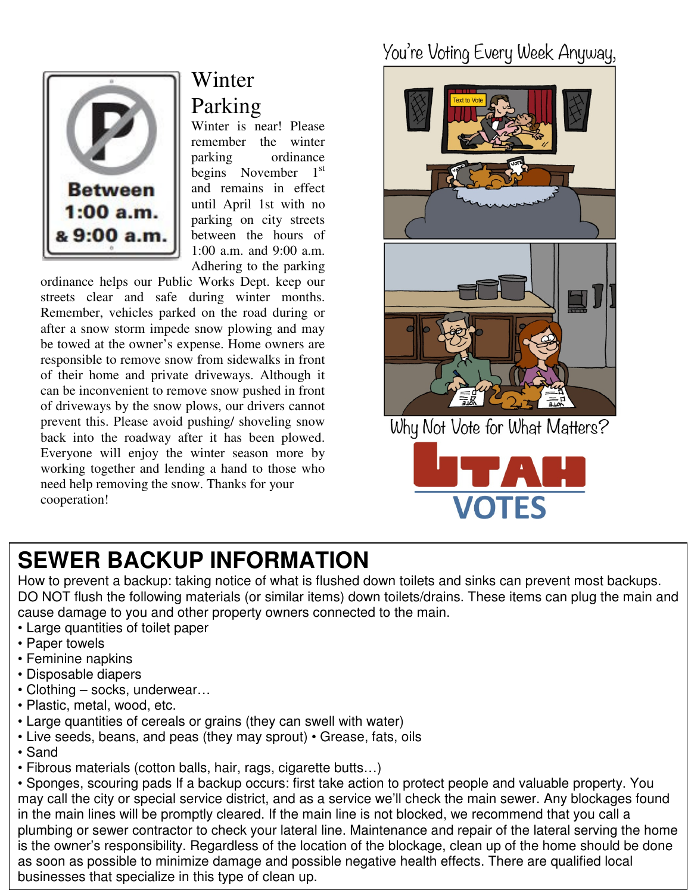## Winter Parking

Between 1:00 a.m. & 9:00 a.m.

Winter is near! Please remember the winter parking ordinance begins November 1st and remains in effect until April 1st with no parking on city streets between the hours of 1:00 a.m. and 9:00 a.m. Adhering to the parking ordinance helps our Public Works Dept. keep our streets clear and safe during winter months. Remember, vehicles parked on the road during or after a snow storm impede snow plowing and may be towed at the owner's expense. Home owners are responsible to remove snow from sidewalks in front of their home and private driveways. Although it can be inconvenient to remove snow pushed in front of driveways by the snow plows, our drivers cannot prevent this. Please avoid pushing/ shoveling snow back into the roadway after it has been plowed. Everyone will enjoy the winter season more by working together and lending a hand to those who need help removing the snow. Thanks for your cooperation!

You're Voting Every Week Anyway,

Why Not Vote for What Matters?

UTAH VOTES

# SEWER BACKUP INFORMATION

How to prevent a backup: taking notice of what is flushed down toilets and sinks can prevent most backups. DO NOT flush the following materials (or similar items) down toilets/drains. These items can plug the main and cause damage to you and other property owners connected to the main.

- Large quantities of toilet paper
- Paper towels
- Feminine napkins
- Disposable diapers
- Clothing – socks, underwear…
- Plastic, metal, wood, etc.
- Large quantities of cereals or grains (they can swell with water)
- Live seeds, beans, and peas (they may sprout)
- Grease, fats, oils
- Sand
- Fibrous materials (cotton balls, hair, rags, cigarette butts…)
- Sponges, scouring pads

If a backup occurs: first take action to protect people and valuable property. You may call the city or special service district, and as a service we'll check the main sewer. Any blockages found in the main lines will be promptly cleared. If the main line is not blocked, we recommend that you call a plumbing or sewer contractor to check your lateral line. Maintenance and repair of the lateral serving the home is the owner's responsibility. Regardless of the location of the blockage, clean up of the home should be done as soon as possible to minimize damage and possible negative health effects. There are qualified local businesses that specialize in this type of clean up.